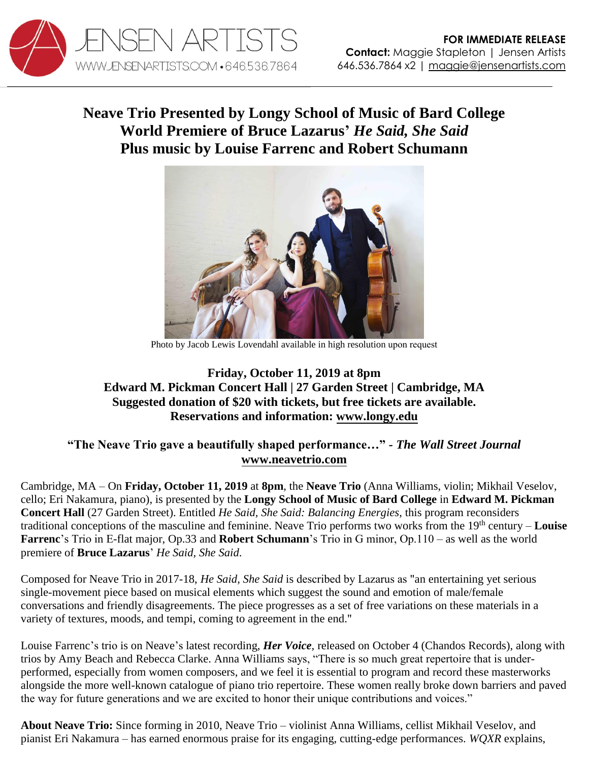JENSEN ARTISTS
WWW.JENSENARTISTS.COM • 646.536.7864

**FOR IMMEDIATE RELEASE**
**Contact:** Maggie Stapleton | Jensen Artists
646.536.7864 x2 | maggie@jensenartists.com

# Neave Trio Presented by Longy School of Music of Bard College
# World Premiere of Bruce Lazarus' *He Said, She Said*
# Plus music by Louise Farrenc and Robert Schumann

Photo by Jacob Lewis Lovendahl available in high resolution upon request

**Friday, October 11, 2019 at 8pm**
**Edward M. Pickman Concert Hall | 27 Garden Street | Cambridge, MA**
**Suggested donation of $20 with tickets, but free tickets are available.**
**Reservations and information: www.longy.edu**

**"The Neave Trio gave a beautifully shaped performance…" -** ***The Wall Street Journal***
**www.neavetrio.com**

Cambridge, MA – On **Friday, October 11, 2019** at **8pm**, the **Neave Trio** (Anna Williams, violin; Mikhail Veselov, cello; Eri Nakamura, piano), is presented by the **Longy School of Music of Bard College** in **Edward M. Pickman Concert Hall** (27 Garden Street). Entitled *He Said, She Said: Balancing Energies*, this program reconsiders traditional conceptions of the masculine and feminine. Neave Trio performs two works from the 19th century – **Louise Farrenc**'s Trio in E-flat major, Op.33 and **Robert Schumann**'s Trio in G minor, Op.110 – as well as the world premiere of **Bruce Lazarus**' *He Said, She Said*.

Composed for Neave Trio in 2017-18, *He Said, She Said* is described by Lazarus as "an entertaining yet serious single-movement piece based on musical elements which suggest the sound and emotion of male/female conversations and friendly disagreements. The piece progresses as a set of free variations on these materials in a variety of textures, moods, and tempi, coming to agreement in the end."

Louise Farrenc's trio is on Neave's latest recording, ***Her Voice***, released on October 4 (Chandos Records), along with trios by Amy Beach and Rebecca Clarke. Anna Williams says, "There is so much great repertoire that is under-performed, especially from women composers, and we feel it is essential to program and record these masterworks alongside the more well-known catalogue of piano trio repertoire. These women really broke down barriers and paved the way for future generations and we are excited to honor their unique contributions and voices."

**About Neave Trio:** Since forming in 2010, Neave Trio – violinist Anna Williams, cellist Mikhail Veselov, and pianist Eri Nakamura – has earned enormous praise for its engaging, cutting-edge performances. *WQXR* explains,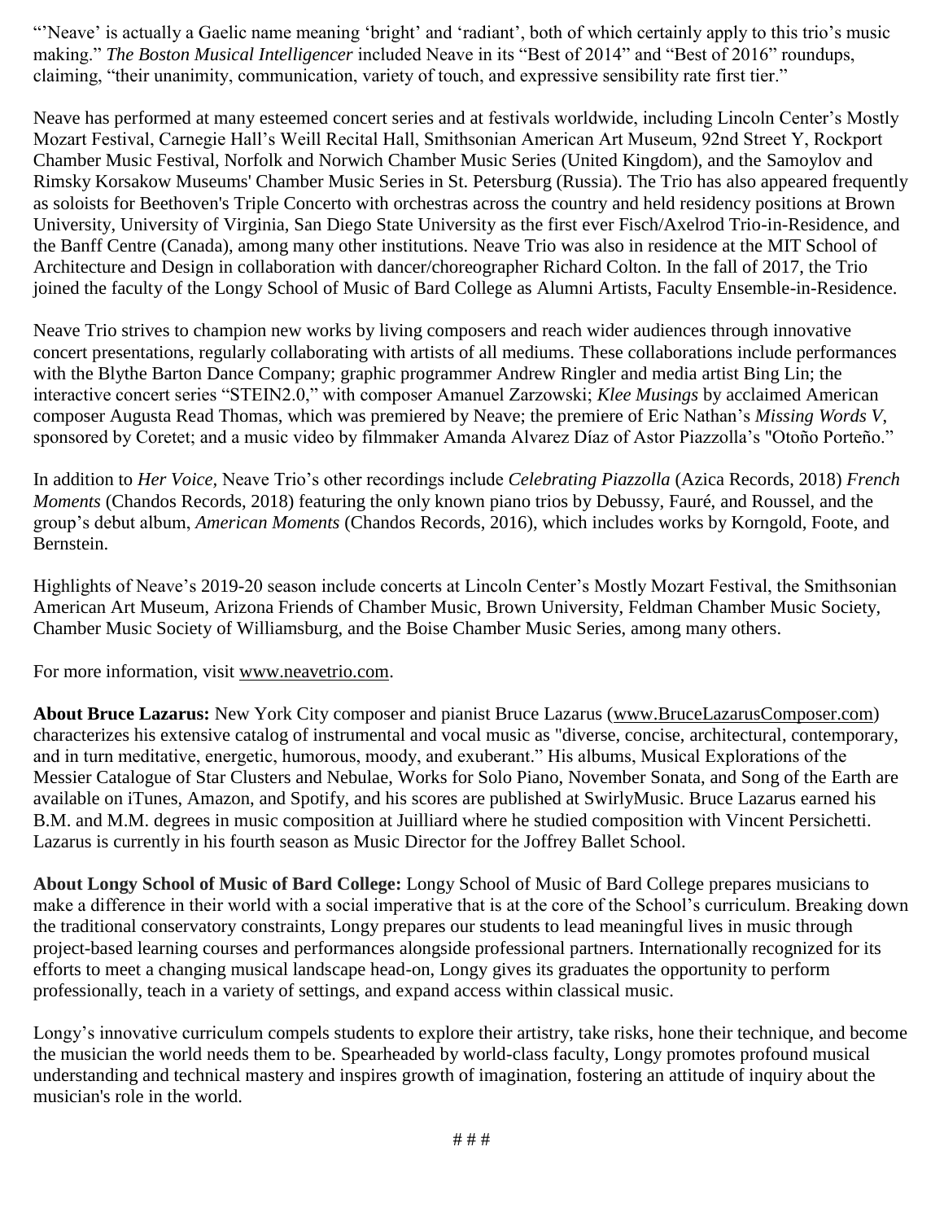“’Neave’ is actually a Gaelic name meaning ‘bright’ and ‘radiant’, both of which certainly apply to this trio’s music making.” *The Boston Musical Intelligencer* included Neave in its “Best of 2014” and “Best of 2016” roundups, claiming, “their unanimity, communication, variety of touch, and expressive sensibility rate first tier.”

Neave has performed at many esteemed concert series and at festivals worldwide, including Lincoln Center’s Mostly Mozart Festival, Carnegie Hall’s Weill Recital Hall, Smithsonian American Art Museum, 92nd Street Y, Rockport Chamber Music Festival, Norfolk and Norwich Chamber Music Series (United Kingdom), and the Samoylov and Rimsky Korsakow Museums' Chamber Music Series in St. Petersburg (Russia). The Trio has also appeared frequently as soloists for Beethoven's Triple Concerto with orchestras across the country and held residency positions at Brown University, University of Virginia, San Diego State University as the first ever Fisch/Axelrod Trio-in-Residence, and the Banff Centre (Canada), among many other institutions. Neave Trio was also in residence at the MIT School of Architecture and Design in collaboration with dancer/choreographer Richard Colton. In the fall of 2017, the Trio joined the faculty of the Longy School of Music of Bard College as Alumni Artists, Faculty Ensemble-in-Residence.

Neave Trio strives to champion new works by living composers and reach wider audiences through innovative concert presentations, regularly collaborating with artists of all mediums. These collaborations include performances with the Blythe Barton Dance Company; graphic programmer Andrew Ringler and media artist Bing Lin; the interactive concert series “STEIN2.0,” with composer Amanuel Zarzowski; *Klee Musings* by acclaimed American composer Augusta Read Thomas, which was premiered by Neave; the premiere of Eric Nathan’s *Missing Words V*, sponsored by Coretet; and a music video by filmmaker Amanda Alvarez Díaz of Astor Piazzolla’s "Otoño Porteño.”

In addition to *Her Voice,* Neave Trio’s other recordings include *Celebrating Piazzolla* (Azica Records, 2018) *French Moments* (Chandos Records, 2018) featuring the only known piano trios by Debussy, Fauré, and Roussel, and the group’s debut album, *American Moments* (Chandos Records, 2016), which includes works by Korngold, Foote, and Bernstein.

Highlights of Neave’s 2019-20 season include concerts at Lincoln Center’s Mostly Mozart Festival, the Smithsonian American Art Museum, Arizona Friends of Chamber Music, Brown University, Feldman Chamber Music Society, Chamber Music Society of Williamsburg, and the Boise Chamber Music Series, among many others.

For more information, visit www.neavetrio.com.

**About Bruce Lazarus:** New York City composer and pianist Bruce Lazarus (www.BruceLazarusComposer.com) characterizes his extensive catalog of instrumental and vocal music as "diverse, concise, architectural, contemporary, and in turn meditative, energetic, humorous, moody, and exuberant.” His albums, Musical Explorations of the Messier Catalogue of Star Clusters and Nebulae, Works for Solo Piano, November Sonata, and Song of the Earth are available on iTunes, Amazon, and Spotify, and his scores are published at SwirlyMusic. Bruce Lazarus earned his B.M. and M.M. degrees in music composition at Juilliard where he studied composition with Vincent Persichetti. Lazarus is currently in his fourth season as Music Director for the Joffrey Ballet School.

**About Longy School of Music of Bard College:** Longy School of Music of Bard College prepares musicians to make a difference in their world with a social imperative that is at the core of the School’s curriculum. Breaking down the traditional conservatory constraints, Longy prepares our students to lead meaningful lives in music through project-based learning courses and performances alongside professional partners. Internationally recognized for its efforts to meet a changing musical landscape head-on, Longy gives its graduates the opportunity to perform professionally, teach in a variety of settings, and expand access within classical music.

Longy’s innovative curriculum compels students to explore their artistry, take risks, hone their technique, and become the musician the world needs them to be. Spearheaded by world-class faculty, Longy promotes profound musical understanding and technical mastery and inspires growth of imagination, fostering an attitude of inquiry about the musician's role in the world.

# # #